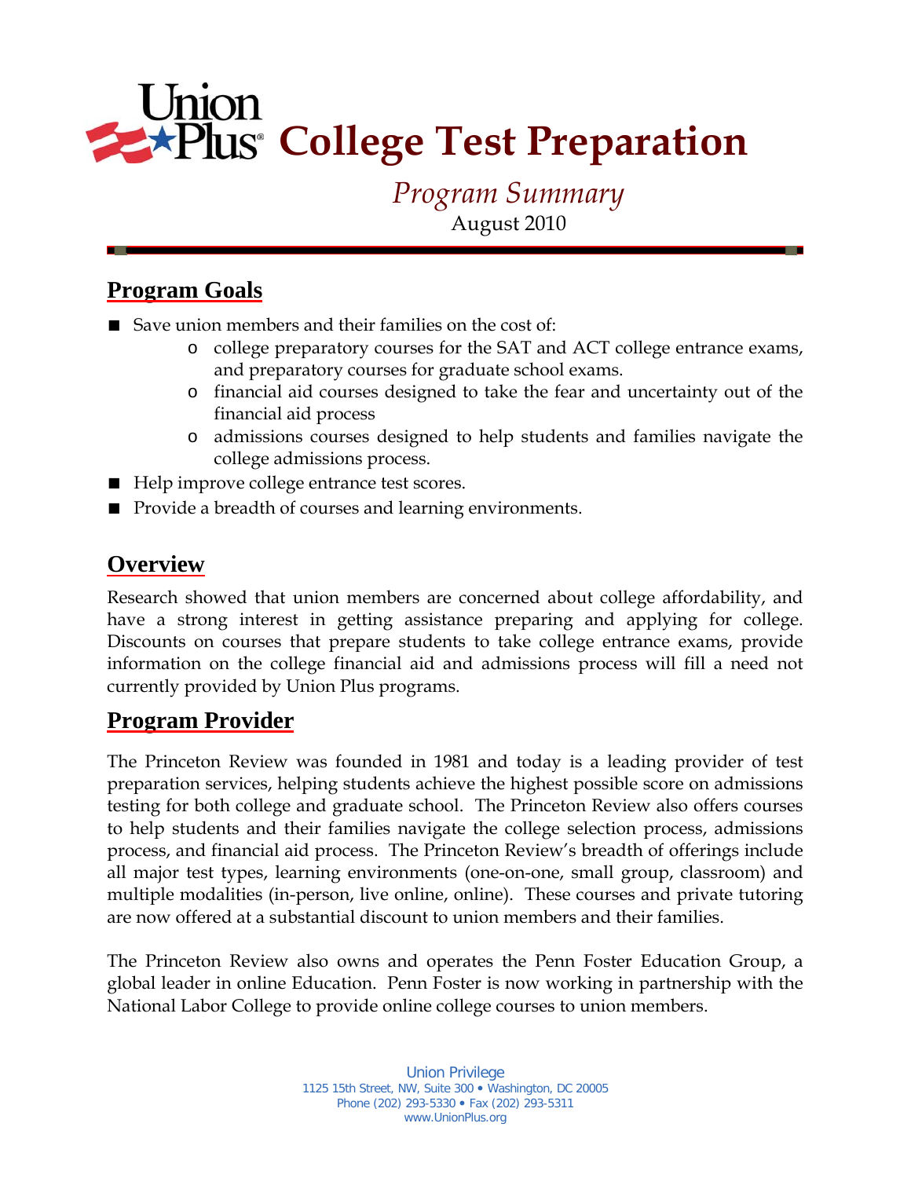# Union Plus College Test Preparation

*Program Summary*

August 2010

## Program Goals

- Save union members and their families on the cost of:
  - college preparatory courses for the SAT and ACT college entrance exams, and preparatory courses for graduate school exams.
  - financial aid courses designed to take the fear and uncertainty out of the financial aid process
  - admissions courses designed to help students and families navigate the college admissions process.
- Help improve college entrance test scores.
- Provide a breadth of courses and learning environments.

## Overview

Research showed that union members are concerned about college affordability, and have a strong interest in getting assistance preparing and applying for college. Discounts on courses that prepare students to take college entrance exams, provide information on the college financial aid and admissions process will fill a need not currently provided by Union Plus programs.

## Program Provider

The Princeton Review was founded in 1981 and today is a leading provider of test preparation services, helping students achieve the highest possible score on admissions testing for both college and graduate school. The Princeton Review also offers courses to help students and their families navigate the college selection process, admissions process, and financial aid process. The Princeton Review's breadth of offerings include all major test types, learning environments (one-on-one, small group, classroom) and multiple modalities (in-person, live online, online). These courses and private tutoring are now offered at a substantial discount to union members and their families.

The Princeton Review also owns and operates the Penn Foster Education Group, a global leader in online Education. Penn Foster is now working in partnership with the National Labor College to provide online college courses to union members.

Union Privilege
1125 15th Street, NW, Suite 300 • Washington, DC 20005
Phone (202) 293-5330 • Fax (202) 293-5311
www.UnionPlus.org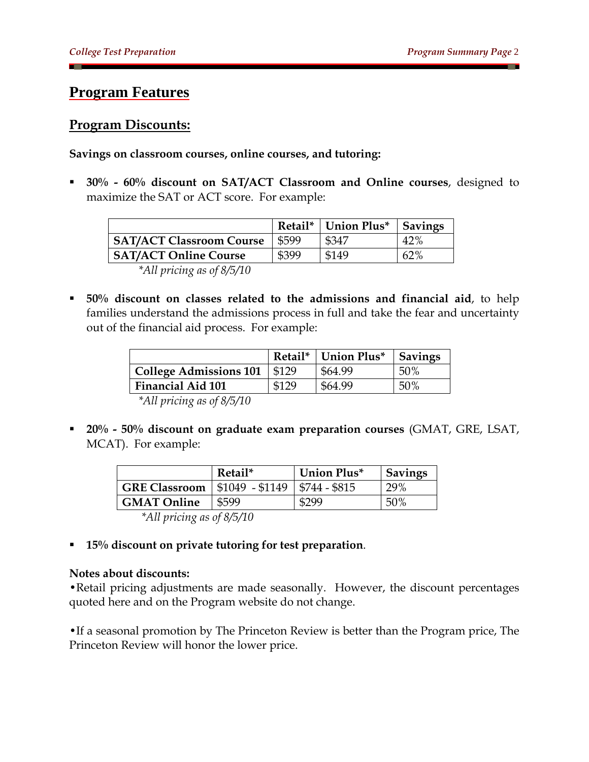# Program Features

## Program Discounts:

**Savings on classroom courses, online courses, and tutoring:**

- **30% - 60% discount on SAT/ACT Classroom and Online courses**, designed to maximize the SAT or ACT score. For example:

| | Retail* | Union Plus* | Savings |
|---|---|---|---|
| **SAT/ACT Classroom Course** | $599 | $347 | 42% |
| **SAT/ACT Online Course** | $399 | $149 | 62% |

*\*All pricing as of 8/5/10*

- **50% discount on classes related to the admissions and financial aid**, to help families understand the admissions process in full and take the fear and uncertainty out of the financial aid process. For example:

| | Retail* | Union Plus* | Savings |
|---|---|---|---|
| **College Admissions 101** | $129 | $64.99 | 50% |
| **Financial Aid 101** | $129 | $64.99 | 50% |

*\*All pricing as of 8/5/10*

- **20% - 50% discount on graduate exam preparation courses** (GMAT, GRE, LSAT, MCAT). For example:

| | Retail* | Union Plus* | Savings |
|---|---|---|---|
| **GRE Classroom** | $1049 - $1149 | $744 - $815 | 29% |
| **GMAT Online** | $599 | $299 | 50% |

*\*All pricing as of 8/5/10*

- **15% discount on private tutoring for test preparation**.

**Notes about discounts:**

•Retail pricing adjustments are made seasonally. However, the discount percentages quoted here and on the Program website do not change.

•If a seasonal promotion by The Princeton Review is better than the Program price, The Princeton Review will honor the lower price.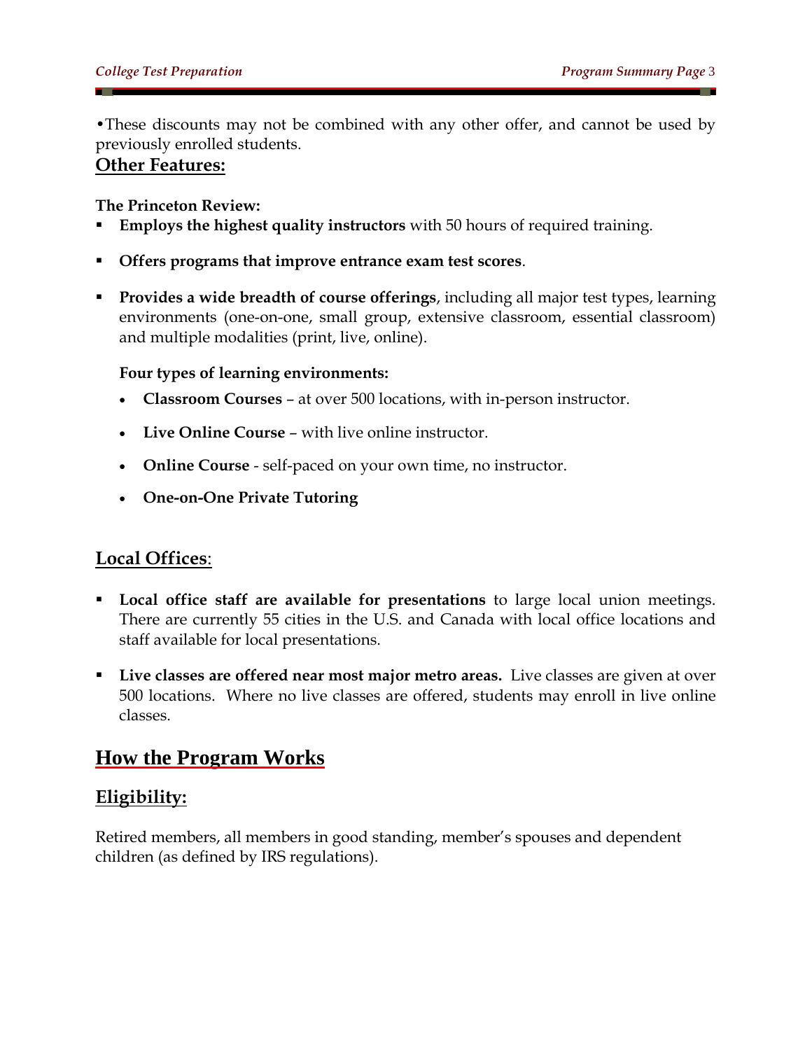•These discounts may not be combined with any other offer, and cannot be used by previously enrolled students.

## Other Features:

**The Princeton Review:**

- **Employs the highest quality instructors** with 50 hours of required training.
- **Offers programs that improve entrance exam test scores**.
- **Provides a wide breadth of course offerings**, including all major test types, learning environments (one-on-one, small group, extensive classroom, essential classroom) and multiple modalities (print, live, online).

  **Four types of learning environments:**

  - **Classroom Courses** – at over 500 locations, with in-person instructor.
  - **Live Online Course** – with live online instructor.
  - **Online Course** - self-paced on your own time, no instructor.
  - **One-on-One Private Tutoring**

## Local Offices:

- **Local office staff are available for presentations** to large local union meetings. There are currently 55 cities in the U.S. and Canada with local office locations and staff available for local presentations.
- **Live classes are offered near most major metro areas.** Live classes are given at over 500 locations. Where no live classes are offered, students may enroll in live online classes.

# How the Program Works

## Eligibility:

Retired members, all members in good standing, member's spouses and dependent children (as defined by IRS regulations).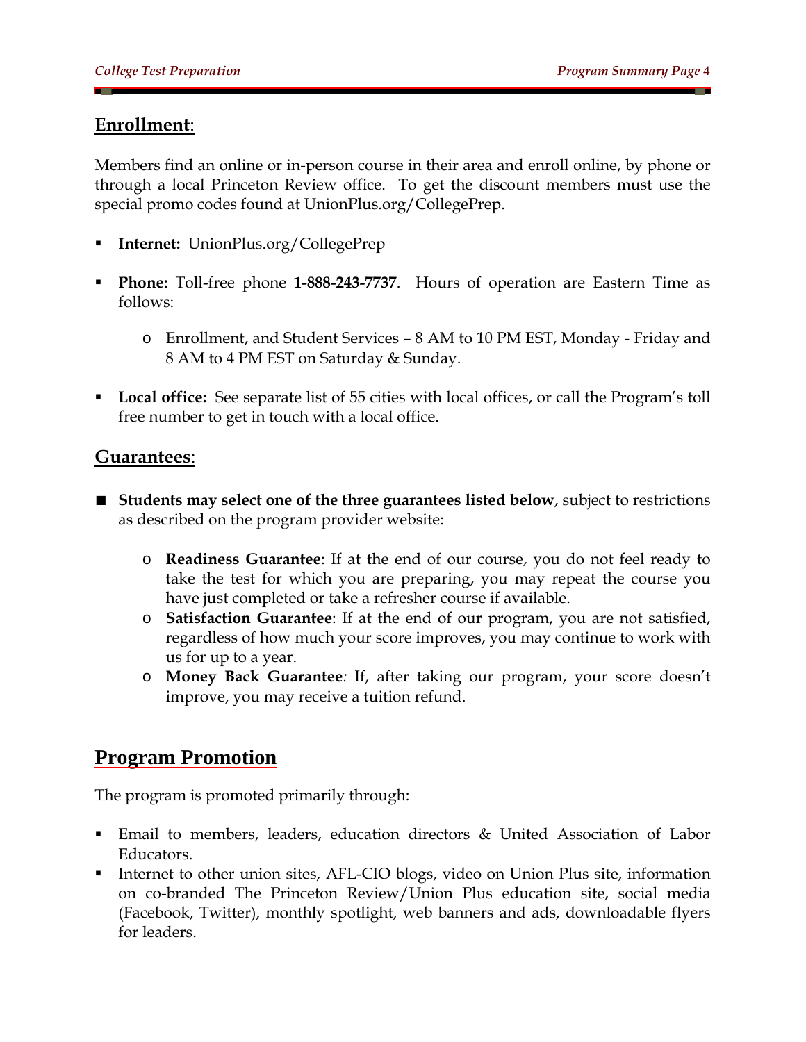## Enrollment:

Members find an online or in-person course in their area and enroll online, by phone or through a local Princeton Review office. To get the discount members must use the special promo codes found at UnionPlus.org/CollegePrep.

- **Internet:** UnionPlus.org/CollegePrep
- **Phone:** Toll-free phone **1-888-243-7737**. Hours of operation are Eastern Time as follows:
  - Enrollment, and Student Services – 8 AM to 10 PM EST, Monday - Friday and 8 AM to 4 PM EST on Saturday & Sunday.
- **Local office:** See separate list of 55 cities with local offices, or call the Program's toll free number to get in touch with a local office.

## Guarantees:

- **Students may select one of the three guarantees listed below**, subject to restrictions as described on the program provider website:
  - **Readiness Guarantee**: If at the end of our course, you do not feel ready to take the test for which you are preparing, you may repeat the course you have just completed or take a refresher course if available.
  - **Satisfaction Guarantee**: If at the end of our program, you are not satisfied, regardless of how much your score improves, you may continue to work with us for up to a year.
  - **Money Back Guarantee***:* If, after taking our program, your score doesn't improve, you may receive a tuition refund.

# Program Promotion

The program is promoted primarily through:

- Email to members, leaders, education directors & United Association of Labor Educators.
- Internet to other union sites, AFL-CIO blogs, video on Union Plus site, information on co-branded The Princeton Review/Union Plus education site, social media (Facebook, Twitter), monthly spotlight, web banners and ads, downloadable flyers for leaders.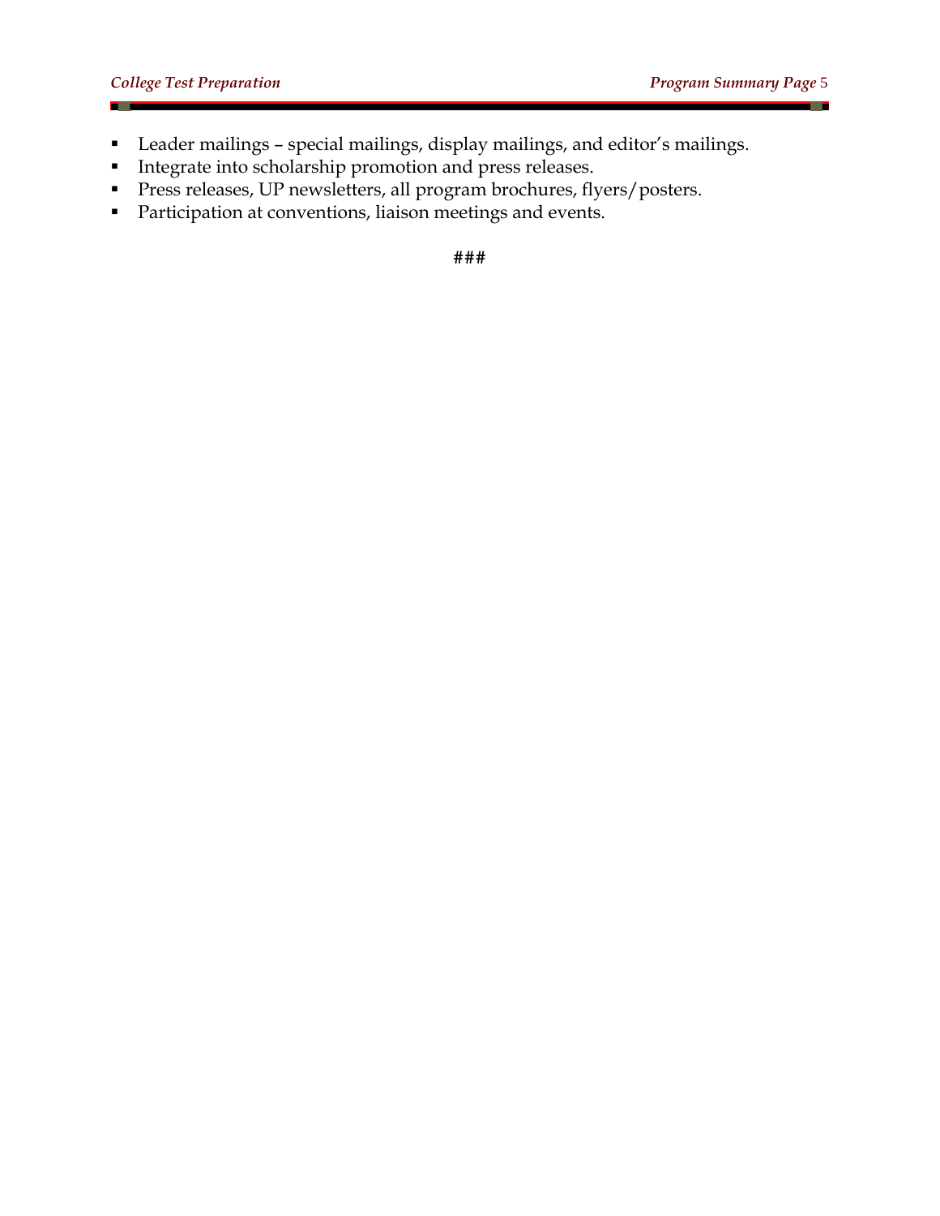- Leader mailings – special mailings, display mailings, and editor's mailings.
- Integrate into scholarship promotion and press releases.
- Press releases, UP newsletters, all program brochures, flyers/posters.
- Participation at conventions, liaison meetings and events.

###